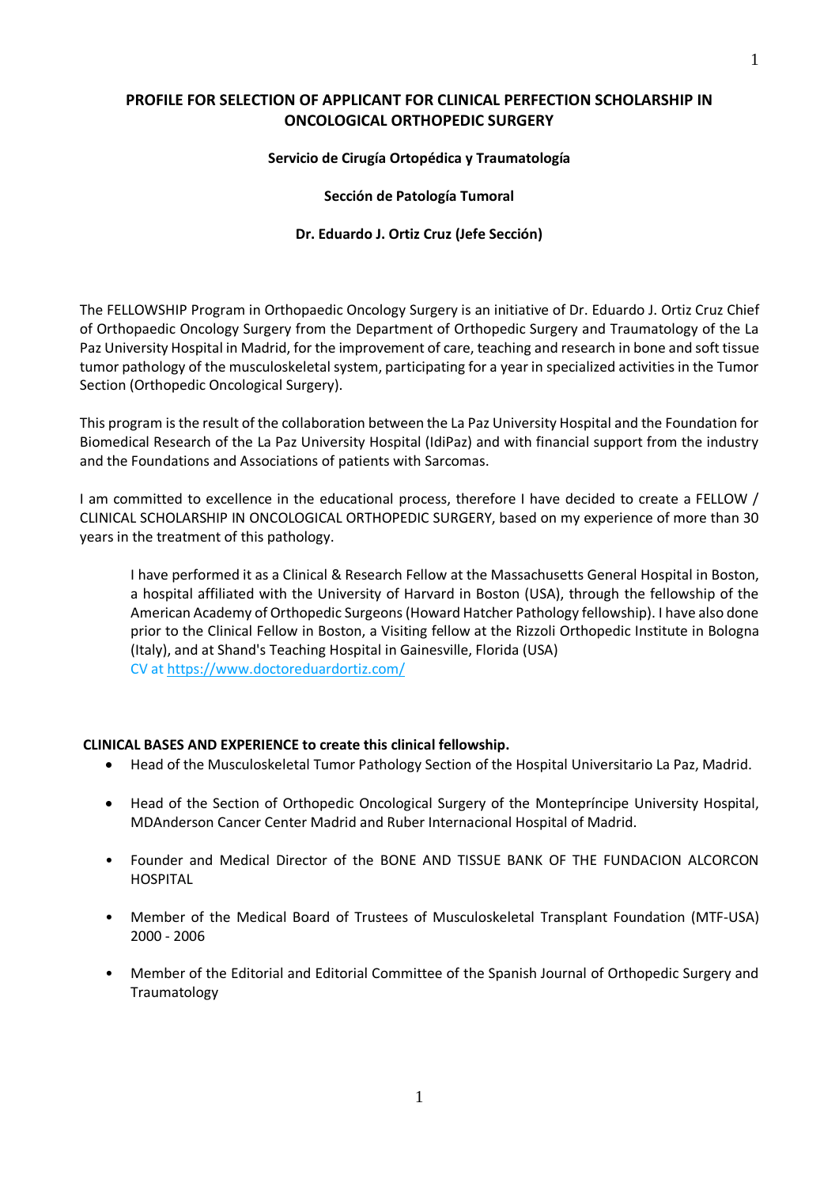# PROFILE FOR SELECTION OF APPLICANT FOR CLINICAL PERFECTION SCHOLARSHIP IN ONCOLOGICAL ORTHOPEDIC SURGERY

**Servicio de Cirugía Ortopédica y Traumatología**

**Sección de Patología Tumoral**

**Dr. Eduardo J. Ortiz Cruz (Jefe Sección)**

The FELLOWSHIP Program in Orthopaedic Oncology Surgery is an initiative of Dr. Eduardo J. Ortiz Cruz Chief of Orthopaedic Oncology Surgery from the Department of Orthopedic Surgery and Traumatology of the La Paz University Hospital in Madrid, for the improvement of care, teaching and research in bone and soft tissue tumor pathology of the musculoskeletal system, participating for a year in specialized activities in the Tumor Section (Orthopedic Oncological Surgery).

This program is the result of the collaboration between the La Paz University Hospital and the Foundation for Biomedical Research of the La Paz University Hospital (IdiPaz) and with financial support from the industry and the Foundations and Associations of patients with Sarcomas.

I am committed to excellence in the educational process, therefore I have decided to create a FELLOW / CLINICAL SCHOLARSHIP IN ONCOLOGICAL ORTHOPEDIC SURGERY, based on my experience of more than 30 years in the treatment of this pathology.

> I have performed it as a Clinical & Research Fellow at the Massachusetts General Hospital in Boston, a hospital affiliated with the University of Harvard in Boston (USA), through the fellowship of the American Academy of Orthopedic Surgeons (Howard Hatcher Pathology fellowship). I have also done prior to the Clinical Fellow in Boston, a Visiting fellow at the Rizzoli Orthopedic Institute in Bologna (Italy), and at Shand's Teaching Hospital in Gainesville, Florida (USA)
> CV at [https://www.doctoreduardortiz.com/](https://www.doctoreduardortiz.com/)

**CLINICAL BASES AND EXPERIENCE to create this clinical fellowship.**

- Head of the Musculoskeletal Tumor Pathology Section of the Hospital Universitario La Paz, Madrid.
- Head of the Section of Orthopedic Oncological Surgery of the Montepríncipe University Hospital, MDAnderson Cancer Center Madrid and Ruber Internacional Hospital of Madrid.
- Founder and Medical Director of the BONE AND TISSUE BANK OF THE FUNDACION ALCORCON HOSPITAL
- Member of the Medical Board of Trustees of Musculoskeletal Transplant Foundation (MTF-USA) 2000 - 2006
- Member of the Editorial and Editorial Committee of the Spanish Journal of Orthopedic Surgery and Traumatology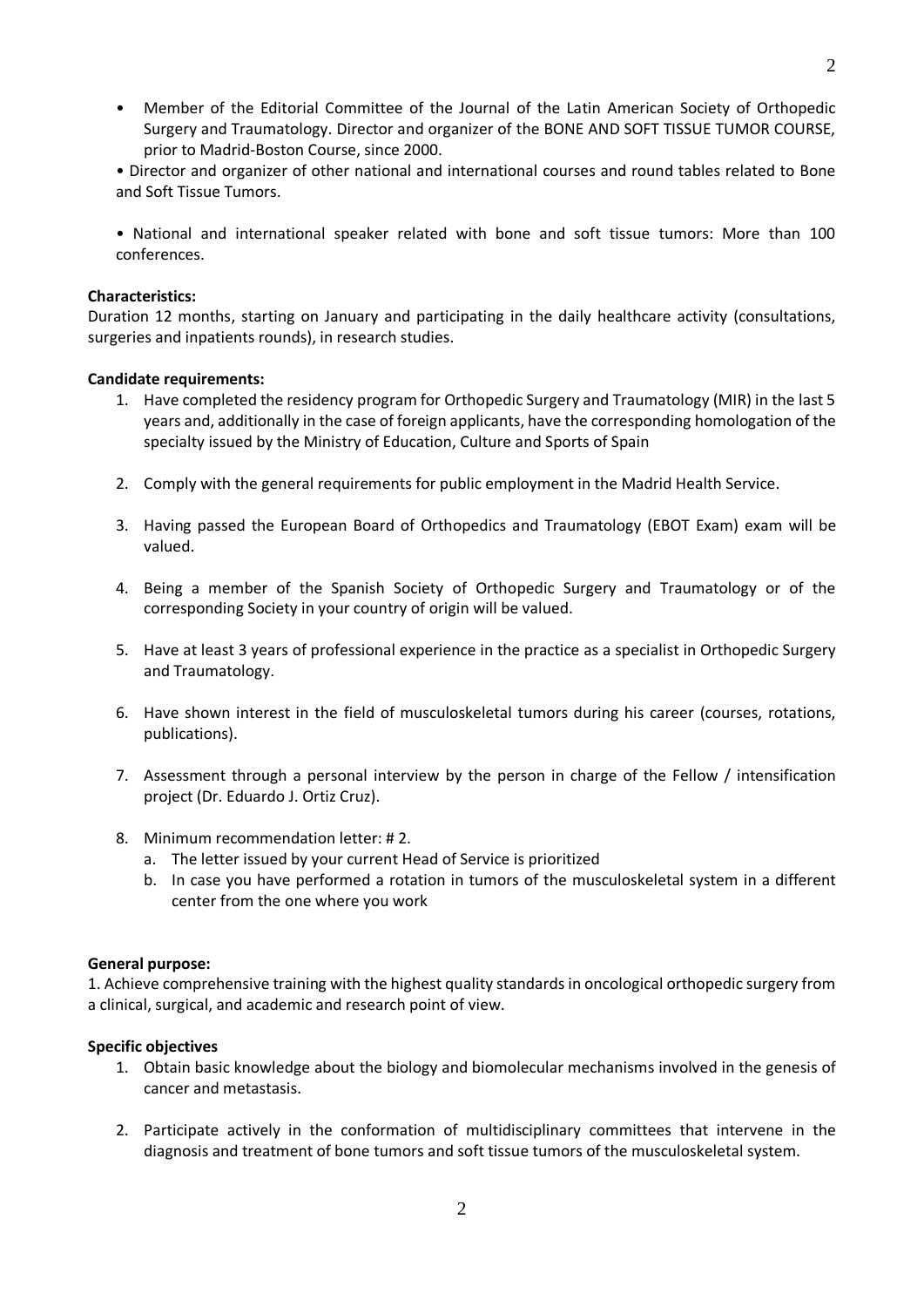- Member of the Editorial Committee of the Journal of the Latin American Society of Orthopedic Surgery and Traumatology. Director and organizer of the BONE AND SOFT TISSUE TUMOR COURSE, prior to Madrid-Boston Course, since 2000.

- Director and organizer of other national and international courses and round tables related to Bone and Soft Tissue Tumors.

- National and international speaker related with bone and soft tissue tumors: More than 100 conferences.

**Characteristics:**
Duration 12 months, starting on January and participating in the daily healthcare activity (consultations, surgeries and inpatients rounds), in research studies.

**Candidate requirements:**

1. Have completed the residency program for Orthopedic Surgery and Traumatology (MIR) in the last 5 years and, additionally in the case of foreign applicants, have the corresponding homologation of the specialty issued by the Ministry of Education, Culture and Sports of Spain

2. Comply with the general requirements for public employment in the Madrid Health Service.

3. Having passed the European Board of Orthopedics and Traumatology (EBOT Exam) exam will be valued.

4. Being a member of the Spanish Society of Orthopedic Surgery and Traumatology or of the corresponding Society in your country of origin will be valued.

5. Have at least 3 years of professional experience in the practice as a specialist in Orthopedic Surgery and Traumatology.

6. Have shown interest in the field of musculoskeletal tumors during his career (courses, rotations, publications).

7. Assessment through a personal interview by the person in charge of the Fellow / intensification project (Dr. Eduardo J. Ortiz Cruz).

8. Minimum recommendation letter: # 2.
   a. The letter issued by your current Head of Service is prioritized
   b. In case you have performed a rotation in tumors of the musculoskeletal system in a different center from the one where you work

**General purpose:**
1. Achieve comprehensive training with the highest quality standards in oncological orthopedic surgery from a clinical, surgical, and academic and research point of view.

**Specific objectives**

1. Obtain basic knowledge about the biology and biomolecular mechanisms involved in the genesis of cancer and metastasis.

2. Participate actively in the conformation of multidisciplinary committees that intervene in the diagnosis and treatment of bone tumors and soft tissue tumors of the musculoskeletal system.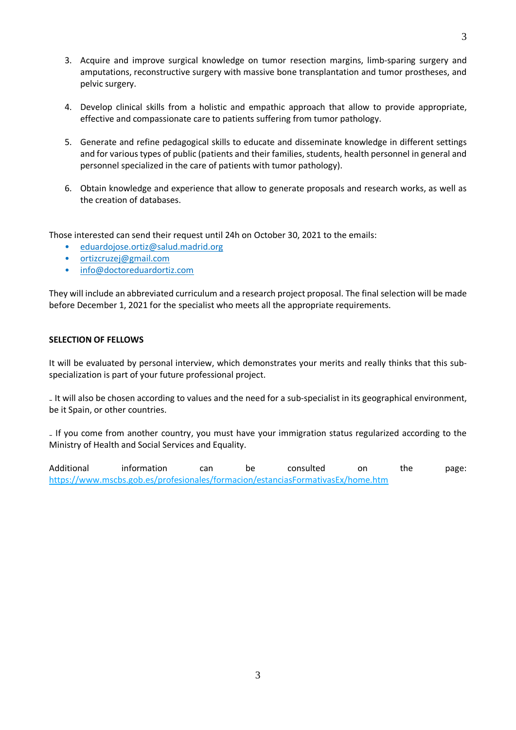3. Acquire and improve surgical knowledge on tumor resection margins, limb-sparing surgery and amputations, reconstructive surgery with massive bone transplantation and tumor prostheses, and pelvic surgery.

4. Develop clinical skills from a holistic and empathic approach that allow to provide appropriate, effective and compassionate care to patients suffering from tumor pathology.

5. Generate and refine pedagogical skills to educate and disseminate knowledge in different settings and for various types of public (patients and their families, students, health personnel in general and personnel specialized in the care of patients with tumor pathology).

6. Obtain knowledge and experience that allow to generate proposals and research works, as well as the creation of databases.

Those interested can send their request until 24h on October 30, 2021 to the emails:

- eduardojose.ortiz@salud.madrid.org
- ortizcruzej@gmail.com
- info@doctoreduardortiz.com

They will include an abbreviated curriculum and a research project proposal. The final selection will be made before December 1, 2021 for the specialist who meets all the appropriate requirements.

**SELECTION OF FELLOWS**

It will be evaluated by personal interview, which demonstrates your merits and really thinks that this sub-specialization is part of your future professional project.

- It will also be chosen according to values and the need for a sub-specialist in its geographical environment, be it Spain, or other countries.

- If you come from another country, you must have your immigration status regularized according to the Ministry of Health and Social Services and Equality.

Additional information can be consulted on the page: https://www.mscbs.gob.es/profesionales/formacion/estanciasFormativasEx/home.htm